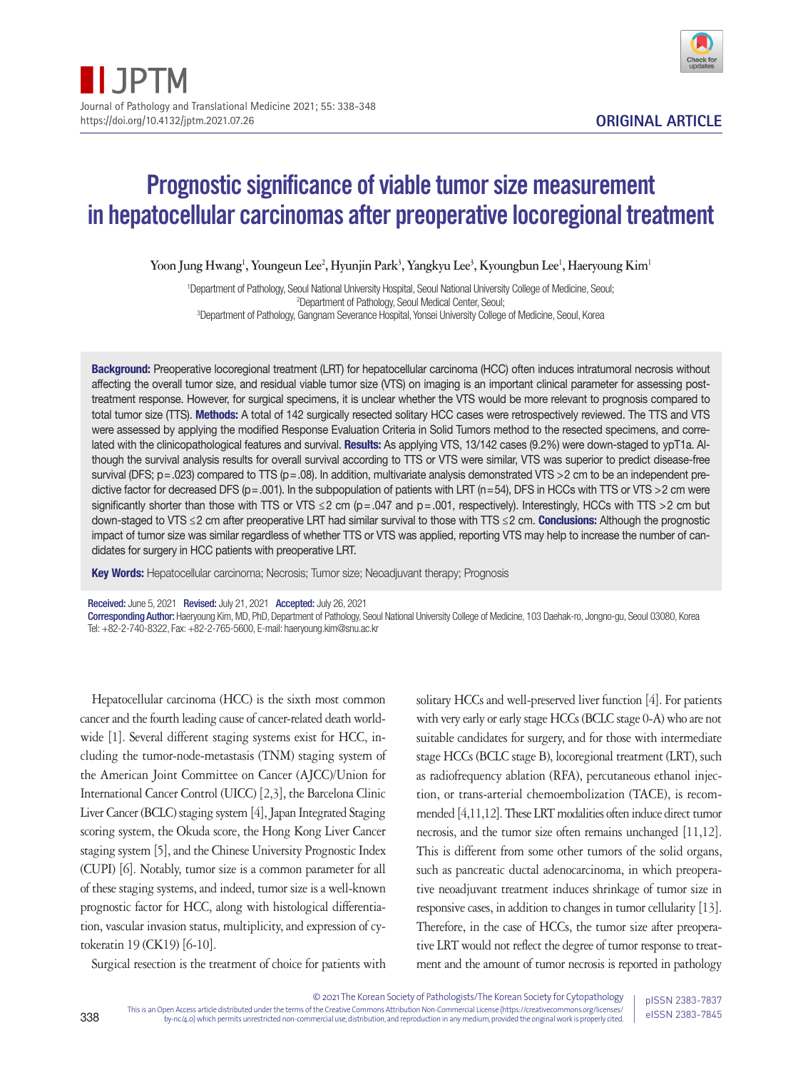ORIGINAL ARTICLE

# Prognostic significance of viable tumor size measurement in hepatocellular carcinomas after preoperative locoregional treatment

Yoon Jung Hwang[1], Youngeun Lee[2], Hyunjin Park[3], Yangkyu Lee[3], Kyoungbun Lee[1], Haeryoung Kim[1]

[1]Department of Pathology, Seoul National University Hospital, Seoul National University College of Medicine, Seoul;
[2]Department of Pathology, Seoul Medical Center, Seoul;
[3]Department of Pathology, Gangnam Severance Hospital, Yonsei University College of Medicine, Seoul, Korea

**Background:** Preoperative locoregional treatment (LRT) for hepatocellular carcinoma (HCC) often induces intratumoral necrosis without affecting the overall tumor size, and residual viable tumor size (VTS) on imaging is an important clinical parameter for assessing post-treatment response. However, for surgical specimens, it is unclear whether the VTS would be more relevant to prognosis compared to total tumor size (TTS). **Methods:** A total of 142 surgically resected solitary HCC cases were retrospectively reviewed. The TTS and VTS were assessed by applying the modified Response Evaluation Criteria in Solid Tumors method to the resected specimens, and correlated with the clinicopathological features and survival. **Results:** As applying VTS, 13/142 cases (9.2%) were down-staged to ypT1a. Although the survival analysis results for overall survival according to TTS or VTS were similar, VTS was superior to predict disease-free survival (DFS; p = .023) compared to TTS (p = .08). In addition, multivariate analysis demonstrated VTS > 2 cm to be an independent predictive factor for decreased DFS (p = .001). In the subpopulation of patients with LRT (n = 54), DFS in HCCs with TTS or VTS > 2 cm were significantly shorter than those with TTS or VTS ≤ 2 cm (p = .047 and p = .001, respectively). Interestingly, HCCs with TTS > 2 cm but down-staged to VTS ≤ 2 cm after preoperative LRT had similar survival to those with TTS ≤ 2 cm. **Conclusions:** Although the prognostic impact of tumor size was similar regardless of whether TTS or VTS was applied, reporting VTS may help to increase the number of candidates for surgery in HCC patients with preoperative LRT.

**Key Words:** Hepatocellular carcinoma; Necrosis; Tumor size; Neoadjuvant therapy; Prognosis

**Received:** June 5, 2021 **Revised:** July 21, 2021 **Accepted:** July 26, 2021
**Corresponding Author:** Haeryoung Kim, MD, PhD, Department of Pathology, Seoul National University College of Medicine, 103 Daehak-ro, Jongno-gu, Seoul 03080, Korea
Tel: +82-2-740-8322, Fax: +82-2-765-5600, E-mail: haeryoung.kim@snu.ac.kr

Hepatocellular carcinoma (HCC) is the sixth most common cancer and the fourth leading cause of cancer-related death worldwide [1]. Several different staging systems exist for HCC, including the tumor-node-metastasis (TNM) staging system of the American Joint Committee on Cancer (AJCC)/Union for International Cancer Control (UICC) [2,3], the Barcelona Clinic Liver Cancer (BCLC) staging system [4], Japan Integrated Staging scoring system, the Okuda score, the Hong Kong Liver Cancer staging system [5], and the Chinese University Prognostic Index (CUPI) [6]. Notably, tumor size is a common parameter for all of these staging systems, and indeed, tumor size is a well-known prognostic factor for HCC, along with histological differentiation, vascular invasion status, multiplicity, and expression of cytokeratin 19 (CK19) [6-10].

Surgical resection is the treatment of choice for patients with solitary HCCs and well-preserved liver function [4]. For patients with very early or early stage HCCs (BCLC stage 0-A) who are not suitable candidates for surgery, and for those with intermediate stage HCCs (BCLC stage B), locoregional treatment (LRT), such as radiofrequency ablation (RFA), percutaneous ethanol injection, or trans-arterial chemoembolization (TACE), is recommended [4,11,12]. These LRT modalities often induce direct tumor necrosis, and the tumor size often remains unchanged [11,12]. This is different from some other tumors of the solid organs, such as pancreatic ductal adenocarcinoma, in which preoperative neoadjuvant treatment induces shrinkage of tumor size in responsive cases, in addition to changes in tumor cellularity [13]. Therefore, in the case of HCCs, the tumor size after preoperative LRT would not reflect the degree of tumor response to treatment and the amount of tumor necrosis is reported in pathology

© 2021 The Korean Society of Pathologists/The Korean Society for Cytopathology
This is an Open Access article distributed under the terms of the Creative Commons Attribution Non-Commercial License (https://creativecommons.org/licenses/by-nc/4.0) which permits unrestricted non-commercial use, distribution, and reproduction in any medium, provided the original work is properly cited.

pISSN 2383-7837
eISSN 2383-7845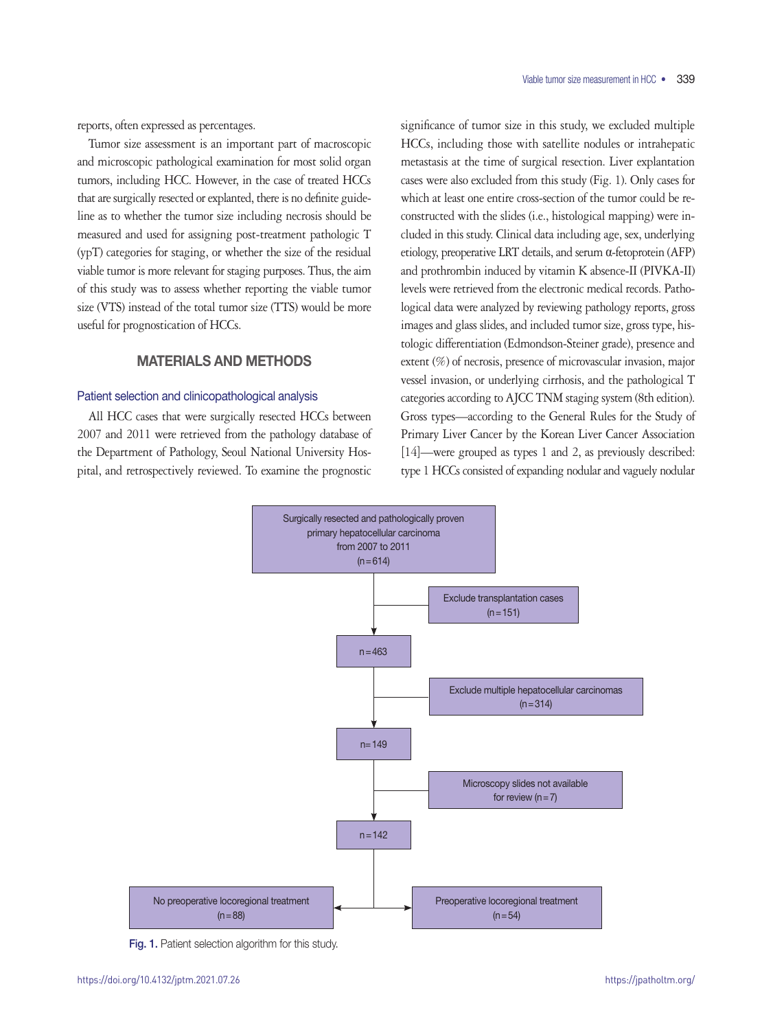reports, often expressed as percentages.

Tumor size assessment is an important part of macroscopic and microscopic pathological examination for most solid organ tumors, including HCC. However, in the case of treated HCCs that are surgically resected or explanted, there is no definite guideline as to whether the tumor size including necrosis should be measured and used for assigning post-treatment pathologic T (ypT) categories for staging, or whether the size of the residual viable tumor is more relevant for staging purposes. Thus, the aim of this study was to assess whether reporting the viable tumor size (VTS) instead of the total tumor size (TTS) would be more useful for prognostication of HCCs.

## MATERIALS AND METHODS

### Patient selection and clinicopathological analysis

All HCC cases that were surgically resected HCCs between 2007 and 2011 were retrieved from the pathology database of the Department of Pathology, Seoul National University Hospital, and retrospectively reviewed. To examine the prognostic significance of tumor size in this study, we excluded multiple HCCs, including those with satellite nodules or intrahepatic metastasis at the time of surgical resection. Liver explantation cases were also excluded from this study (Fig. 1). Only cases for which at least one entire cross-section of the tumor could be reconstructed with the slides (i.e., histological mapping) were included in this study. Clinical data including age, sex, underlying etiology, preoperative LRT details, and serum α-fetoprotein (AFP) and prothrombin induced by vitamin K absence-II (PIVKA-II) levels were retrieved from the electronic medical records. Pathological data were analyzed by reviewing pathology reports, gross images and glass slides, and included tumor size, gross type, histologic differentiation (Edmondson-Steiner grade), presence and extent (%) of necrosis, presence of microvascular invasion, major vessel invasion, or underlying cirrhosis, and the pathological T categories according to AJCC TNM staging system (8th edition). Gross types—according to the General Rules for the Study of Primary Liver Cancer by the Korean Liver Cancer Association [14]—were grouped as types 1 and 2, as previously described: type 1 HCCs consisted of expanding nodular and vaguely nodular

Surgically resected and pathologically proven primary hepatocellular carcinoma from 2007 to 2011 (n = 614)
→ Exclude transplantation cases (n = 151)
→ n = 463
→ Exclude multiple hepatocellular carcinomas (n = 314)
→ n = 149
→ Microscopy slides not available for review (n = 7)
→ n = 142
→ No preoperative locoregional treatment (n = 88) / Preoperative locoregional treatment (n = 54)

Fig. 1. Patient selection algorithm for this study.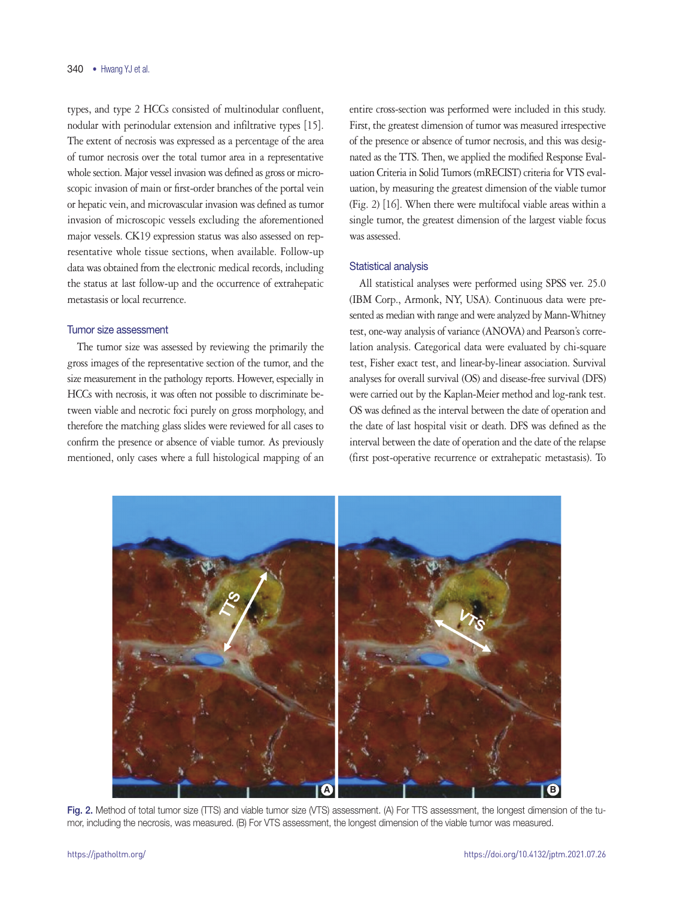types, and type 2 HCCs consisted of multinodular confluent, nodular with perinodular extension and infiltrative types [15]. The extent of necrosis was expressed as a percentage of the area of tumor necrosis over the total tumor area in a representative whole section. Major vessel invasion was defined as gross or microscopic invasion of main or first-order branches of the portal vein or hepatic vein, and microvascular invasion was defined as tumor invasion of microscopic vessels excluding the aforementioned major vessels. CK19 expression status was also assessed on representative whole tissue sections, when available. Follow-up data was obtained from the electronic medical records, including the status at last follow-up and the occurrence of extrahepatic metastasis or local recurrence.

### Tumor size assessment

The tumor size was assessed by reviewing the primarily the gross images of the representative section of the tumor, and the size measurement in the pathology reports. However, especially in HCCs with necrosis, it was often not possible to discriminate between viable and necrotic foci purely on gross morphology, and therefore the matching glass slides were reviewed for all cases to confirm the presence or absence of viable tumor. As previously mentioned, only cases where a full histological mapping of an entire cross-section was performed were included in this study. First, the greatest dimension of tumor was measured irrespective of the presence or absence of tumor necrosis, and this was designated as the TTS. Then, we applied the modified Response Evaluation Criteria in Solid Tumors (mRECIST) criteria for VTS evaluation, by measuring the greatest dimension of the viable tumor (Fig. 2) [16]. When there were multifocal viable areas within a single tumor, the greatest dimension of the largest viable focus was assessed.

### Statistical analysis

All statistical analyses were performed using SPSS ver. 25.0 (IBM Corp., Armonk, NY, USA). Continuous data were presented as median with range and were analyzed by Mann-Whitney test, one-way analysis of variance (ANOVA) and Pearson's correlation analysis. Categorical data were evaluated by chi-square test, Fisher exact test, and linear-by-linear association. Survival analyses for overall survival (OS) and disease-free survival (DFS) were carried out by the Kaplan-Meier method and log-rank test. OS was defined as the interval between the date of operation and the date of last hospital visit or death. DFS was defined as the interval between the date of operation and the date of the relapse (first post-operative recurrence or extrahepatic metastasis). To

Fig. 2. Method of total tumor size (TTS) and viable tumor size (VTS) assessment. (A) For TTS assessment, the longest dimension of the tumor, including the necrosis, was measured. (B) For VTS assessment, the longest dimension of the viable tumor was measured.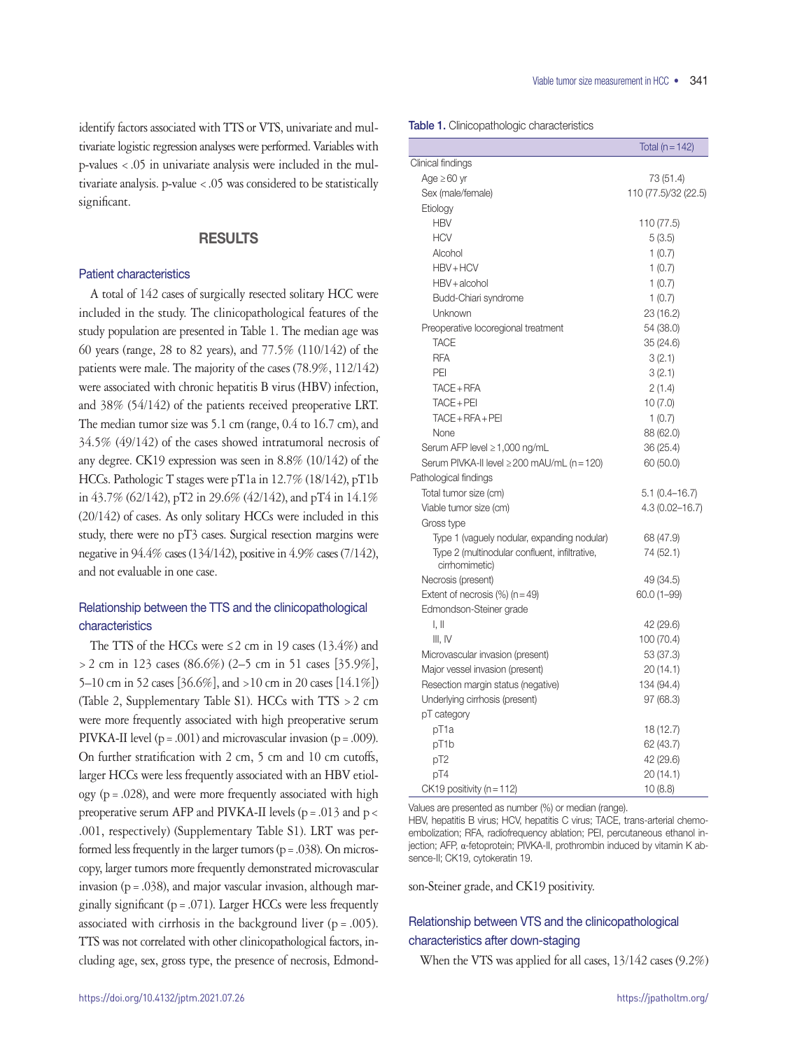identify factors associated with TTS or VTS, univariate and multivariate logistic regression analyses were performed. Variables with p-values < .05 in univariate analysis were included in the multivariate analysis. p-value < .05 was considered to be statistically significant.

## RESULTS

### Patient characteristics

A total of 142 cases of surgically resected solitary HCC were included in the study. The clinicopathological features of the study population are presented in Table 1. The median age was 60 years (range, 28 to 82 years), and 77.5% (110/142) of the patients were male. The majority of the cases (78.9%, 112/142) were associated with chronic hepatitis B virus (HBV) infection, and 38% (54/142) of the patients received preoperative LRT. The median tumor size was 5.1 cm (range, 0.4 to 16.7 cm), and 34.5% (49/142) of the cases showed intratumoral necrosis of any degree. CK19 expression was seen in 8.8% (10/142) of the HCCs. Pathologic T stages were pT1a in 12.7% (18/142), pT1b in 43.7% (62/142), pT2 in 29.6% (42/142), and pT4 in 14.1% (20/142) of cases. As only solitary HCCs were included in this study, there were no pT3 cases. Surgical resection margins were negative in 94.4% cases (134/142), positive in 4.9% cases (7/142), and not evaluable in one case.

### Relationship between the TTS and the clinicopathological characteristics

The TTS of the HCCs were ≤ 2 cm in 19 cases (13.4%) and > 2 cm in 123 cases (86.6%) (2–5 cm in 51 cases [35.9%], 5–10 cm in 52 cases [36.6%], and >10 cm in 20 cases [14.1%]) (Table 2, Supplementary Table S1). HCCs with TTS > 2 cm were more frequently associated with high preoperative serum PIVKA-II level (p = .001) and microvascular invasion (p = .009). On further stratification with 2 cm, 5 cm and 10 cm cutoffs, larger HCCs were less frequently associated with an HBV etiology (p = .028), and were more frequently associated with high preoperative serum AFP and PIVKA-II levels (p = .013 and p < .001, respectively) (Supplementary Table S1). LRT was performed less frequently in the larger tumors (p = .038). On microscopy, larger tumors more frequently demonstrated microvascular invasion (p = .038), and major vascular invasion, although marginally significant (p = .071). Larger HCCs were less frequently associated with cirrhosis in the background liver (p = .005). TTS was not correlated with other clinicopathological factors, including age, sex, gross type, the presence of necrosis, Edmondson-Steiner grade, and CK19 positivity.

**Table 1.** Clinicopathologic characteristics

| | Total (n = 142) |
|---|---|
| Clinical findings | |
| Age ≥ 60 yr | 73 (51.4) |
| Sex (male/female) | 110 (77.5)/32 (22.5) |
| Etiology | |
| HBV | 110 (77.5) |
| HCV | 5 (3.5) |
| Alcohol | 1 (0.7) |
| HBV + HCV | 1 (0.7) |
| HBV + alcohol | 1 (0.7) |
| Budd-Chiari syndrome | 1 (0.7) |
| Unknown | 23 (16.2) |
| Preoperative locoregional treatment | 54 (38.0) |
| TACE | 35 (24.6) |
| RFA | 3 (2.1) |
| PEI | 3 (2.1) |
| TACE + RFA | 2 (1.4) |
| TACE + PEI | 10 (7.0) |
| TACE + RFA + PEI | 1 (0.7) |
| None | 88 (62.0) |
| Serum AFP level ≥ 1,000 ng/mL | 36 (25.4) |
| Serum PIVKA-II level ≥ 200 mAU/mL (n = 120) | 60 (50.0) |
| Pathological findings | |
| Total tumor size (cm) | 5.1 (0.4–16.7) |
| Viable tumor size (cm) | 4.3 (0.02–16.7) |
| Gross type | |
| Type 1 (vaguely nodular, expanding nodular) | 68 (47.9) |
| Type 2 (multinodular confluent, infiltrative, cirrhomimetic) | 74 (52.1) |
| Necrosis (present) | 49 (34.5) |
| Extent of necrosis (%) (n = 49) | 60.0 (1–99) |
| Edmondson-Steiner grade | |
| I, II | 42 (29.6) |
| III, IV | 100 (70.4) |
| Microvascular invasion (present) | 53 (37.3) |
| Major vessel invasion (present) | 20 (14.1) |
| Resection margin status (negative) | 134 (94.4) |
| Underlying cirrhosis (present) | 97 (68.3) |
| pT category | |
| pT1a | 18 (12.7) |
| pT1b | 62 (43.7) |
| pT2 | 42 (29.6) |
| pT4 | 20 (14.1) |
| CK19 positivity (n = 112) | 10 (8.8) |

Values are presented as number (%) or median (range).
HBV, hepatitis B virus; HCV, hepatitis C virus; TACE, trans-arterial chemoembolization; RFA, radiofrequency ablation; PEI, percutaneous ethanol injection; AFP, α-fetoprotein; PIVKA-II, prothrombin induced by vitamin K absence-II; CK19, cytokeratin 19.

### Relationship between VTS and the clinicopathological characteristics after down-staging

When the VTS was applied for all cases, 13/142 cases (9.2%)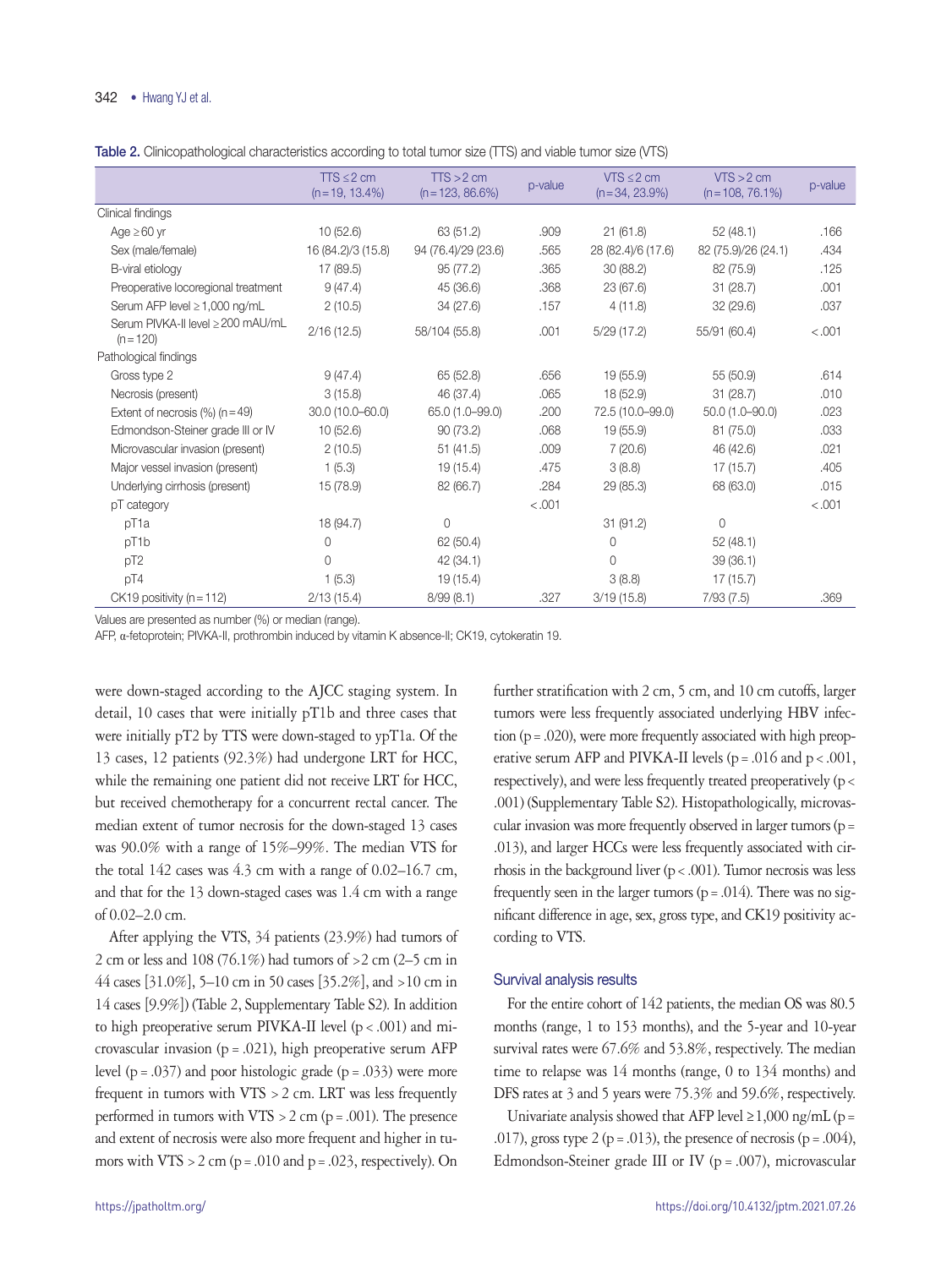**Table 2.** Clinicopathological characteristics according to total tumor size (TTS) and viable tumor size (VTS)

| | TTS ≤ 2 cm (n = 19, 13.4%) | TTS > 2 cm (n = 123, 86.6%) | p-value | VTS ≤ 2 cm (n = 34, 23.9%) | VTS > 2 cm (n = 108, 76.1%) | p-value |
|---|---|---|---|---|---|---|
| Clinical findings | | | | | | |
| Age ≥ 60 yr | 10 (52.6) | 63 (51.2) | .909 | 21 (61.8) | 52 (48.1) | .166 |
| Sex (male/female) | 16 (84.2)/3 (15.8) | 94 (76.4)/29 (23.6) | .565 | 28 (82.4)/6 (17.6) | 82 (75.9)/26 (24.1) | .434 |
| B-viral etiology | 17 (89.5) | 95 (77.2) | .365 | 30 (88.2) | 82 (75.9) | .125 |
| Preoperative locoregional treatment | 9 (47.4) | 45 (36.6) | .368 | 23 (67.6) | 31 (28.7) | .001 |
| Serum AFP level ≥ 1,000 ng/mL | 2 (10.5) | 34 (27.6) | .157 | 4 (11.8) | 32 (29.6) | .037 |
| Serum PIVKA-II level ≥ 200 mAU/mL (n = 120) | 2/16 (12.5) | 58/104 (55.8) | .001 | 5/29 (17.2) | 55/91 (60.4) | < .001 |
| Pathological findings | | | | | | |
| Gross type 2 | 9 (47.4) | 65 (52.8) | .656 | 19 (55.9) | 55 (50.9) | .614 |
| Necrosis (present) | 3 (15.8) | 46 (37.4) | .065 | 18 (52.9) | 31 (28.7) | .010 |
| Extent of necrosis (%) (n = 49) | 30.0 (10.0–60.0) | 65.0 (1.0–99.0) | .200 | 72.5 (10.0–99.0) | 50.0 (1.0–90.0) | .023 |
| Edmondson-Steiner grade III or IV | 10 (52.6) | 90 (73.2) | .068 | 19 (55.9) | 81 (75.0) | .033 |
| Microvascular invasion (present) | 2 (10.5) | 51 (41.5) | .009 | 7 (20.6) | 46 (42.6) | .021 |
| Major vessel invasion (present) | 1 (5.3) | 19 (15.4) | .475 | 3 (8.8) | 17 (15.7) | .405 |
| Underlying cirrhosis (present) | 15 (78.9) | 82 (66.7) | .284 | 29 (85.3) | 68 (63.0) | .015 |
| pT category | | | < .001 | | | < .001 |
| pT1a | 18 (94.7) | 0 | | 31 (91.2) | 0 | |
| pT1b | 0 | 62 (50.4) | | 0 | 52 (48.1) | |
| pT2 | 0 | 42 (34.1) | | 0 | 39 (36.1) | |
| pT4 | 1 (5.3) | 19 (15.4) | | 3 (8.8) | 17 (15.7) | |
| CK19 positivity (n = 112) | 2/13 (15.4) | 8/99 (8.1) | .327 | 3/19 (15.8) | 7/93 (7.5) | .369 |

Values are presented as number (%) or median (range).
AFP, α-fetoprotein; PIVKA-II, prothrombin induced by vitamin K absence-II; CK19, cytokeratin 19.

were down-staged according to the AJCC staging system. In detail, 10 cases that were initially pT1b and three cases that were initially pT2 by TTS were down-staged to ypT1a. Of the 13 cases, 12 patients (92.3%) had undergone LRT for HCC, while the remaining one patient did not receive LRT for HCC, but received chemotherapy for a concurrent rectal cancer. The median extent of tumor necrosis for the down-staged 13 cases was 90.0% with a range of 15%–99%. The median VTS for the total 142 cases was 4.3 cm with a range of 0.02–16.7 cm, and that for the 13 down-staged cases was 1.4 cm with a range of 0.02–2.0 cm.

After applying the VTS, 34 patients (23.9%) had tumors of 2 cm or less and 108 (76.1%) had tumors of >2 cm (2–5 cm in 44 cases [31.0%], 5–10 cm in 50 cases [35.2%], and >10 cm in 14 cases [9.9%]) (Table 2, Supplementary Table S2). In addition to high preoperative serum PIVKA-II level (p < .001) and microvascular invasion (p = .021), high preoperative serum AFP level (p = .037) and poor histologic grade (p = .033) were more frequent in tumors with VTS > 2 cm. LRT was less frequently performed in tumors with VTS > 2 cm (p = .001). The presence and extent of necrosis were also more frequent and higher in tumors with VTS > 2 cm (p = .010 and p = .023, respectively). On further stratification with 2 cm, 5 cm, and 10 cm cutoffs, larger tumors were less frequently associated underlying HBV infection (p = .020), were more frequently associated with high preoperative serum AFP and PIVKA-II levels (p = .016 and p < .001, respectively), and were less frequently treated preoperatively (p < .001) (Supplementary Table S2). Histopathologically, microvascular invasion was more frequently observed in larger tumors (p = .013), and larger HCCs were less frequently associated with cirrhosis in the background liver (p < .001). Tumor necrosis was less frequently seen in the larger tumors (p = .014). There was no significant difference in age, sex, gross type, and CK19 positivity according to VTS.

### Survival analysis results

For the entire cohort of 142 patients, the median OS was 80.5 months (range, 1 to 153 months), and the 5-year and 10-year survival rates were 67.6% and 53.8%, respectively. The median time to relapse was 14 months (range, 0 to 134 months) and DFS rates at 3 and 5 years were 75.3% and 59.6%, respectively.

Univariate analysis showed that AFP level ≥ 1,000 ng/mL (p = .017), gross type 2 (p = .013), the presence of necrosis (p = .004), Edmondson-Steiner grade III or IV (p = .007), microvascular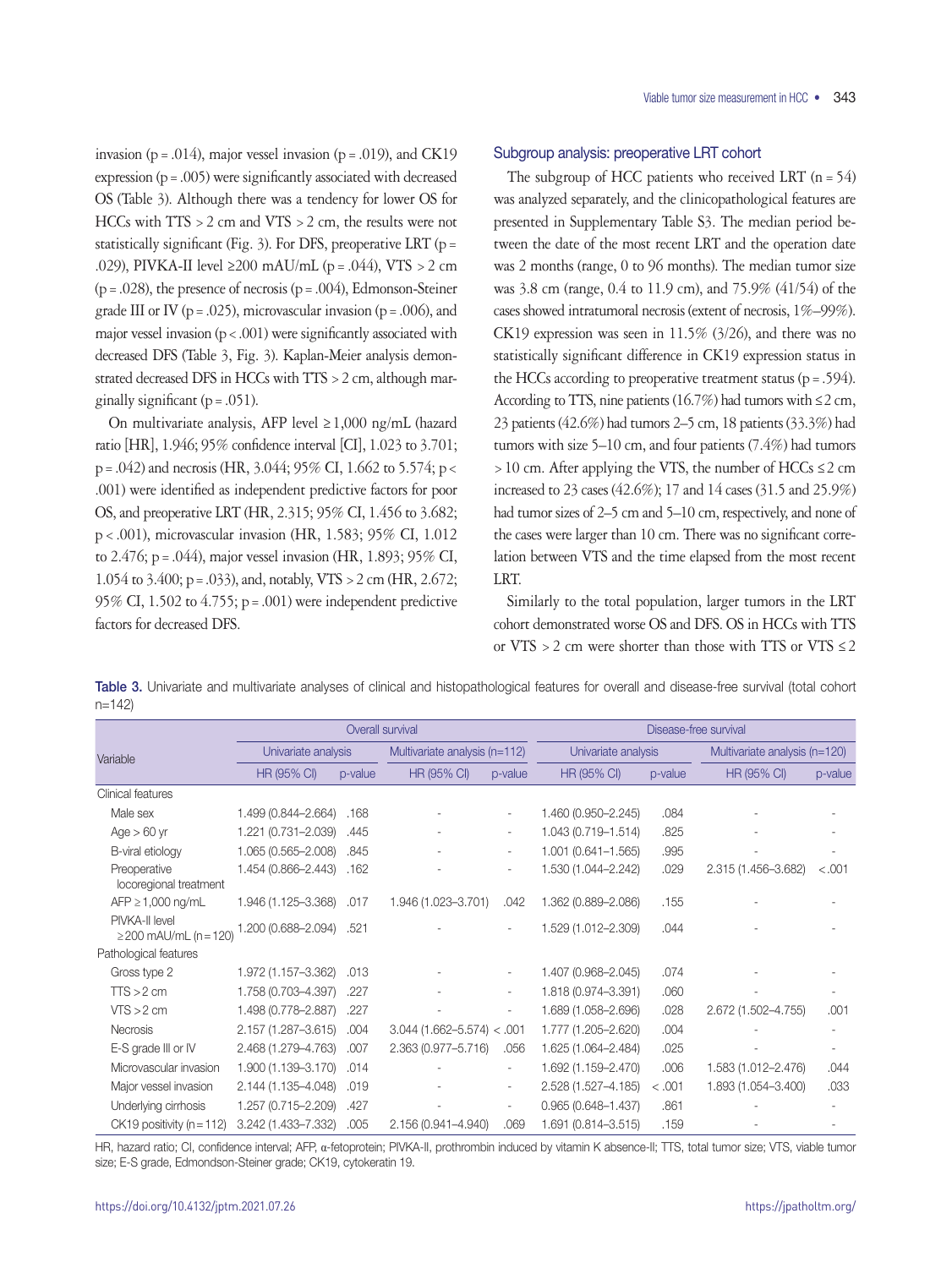invasion (p = .014), major vessel invasion (p = .019), and CK19 expression (p = .005) were significantly associated with decreased OS (Table 3). Although there was a tendency for lower OS for HCCs with TTS > 2 cm and VTS > 2 cm, the results were not statistically significant (Fig. 3). For DFS, preoperative LRT (p = .029), PIVKA-II level ≥200 mAU/mL (p = .044), VTS > 2 cm (p = .028), the presence of necrosis (p = .004), Edmonson-Steiner grade III or IV (p = .025), microvascular invasion (p = .006), and major vessel invasion (p < .001) were significantly associated with decreased DFS (Table 3, Fig. 3). Kaplan-Meier analysis demonstrated decreased DFS in HCCs with TTS > 2 cm, although marginally significant (p = .051).

On multivariate analysis, AFP level ≥ 1,000 ng/mL (hazard ratio [HR], 1.946; 95% confidence interval [CI], 1.023 to 3.701; p = .042) and necrosis (HR, 3.044; 95% CI, 1.662 to 5.574; p < .001) were identified as independent predictive factors for poor OS, and preoperative LRT (HR, 2.315; 95% CI, 1.456 to 3.682; p < .001), microvascular invasion (HR, 1.583; 95% CI, 1.012 to 2.476; p = .044), major vessel invasion (HR, 1.893; 95% CI, 1.054 to 3.400; p = .033), and, notably, VTS > 2 cm (HR, 2.672; 95% CI, 1.502 to 4.755; p = .001) were independent predictive factors for decreased DFS.

## Subgroup analysis: preoperative LRT cohort

The subgroup of HCC patients who received LRT (n = 54) was analyzed separately, and the clinicopathological features are presented in Supplementary Table S3. The median period between the date of the most recent LRT and the operation date was 2 months (range, 0 to 96 months). The median tumor size was 3.8 cm (range, 0.4 to 11.9 cm), and 75.9% (41/54) of the cases showed intratumoral necrosis (extent of necrosis, 1%–99%). CK19 expression was seen in 11.5% (3/26), and there was no statistically significant difference in CK19 expression status in the HCCs according to preoperative treatment status (p = .594). According to TTS, nine patients (16.7%) had tumors with ≤ 2 cm, 23 patients (42.6%) had tumors 2–5 cm, 18 patients (33.3%) had tumors with size 5–10 cm, and four patients (7.4%) had tumors > 10 cm. After applying the VTS, the number of HCCs ≤ 2 cm increased to 23 cases (42.6%); 17 and 14 cases (31.5 and 25.9%) had tumor sizes of 2–5 cm and 5–10 cm, respectively, and none of the cases were larger than 10 cm. There was no significant correlation between VTS and the time elapsed from the most recent LRT.

Similarly to the total population, larger tumors in the LRT cohort demonstrated worse OS and DFS. OS in HCCs with TTS or VTS > 2 cm were shorter than those with TTS or VTS ≤ 2

**Table 3.** Univariate and multivariate analyses of clinical and histopathological features for overall and disease-free survival (total cohort n=142)

| Variable | Overall survival | | | | Disease-free survival | | | |
|---|---|---|---|---|---|---|---|---|
| | Univariate analysis | | Multivariate analysis (n=112) | | Univariate analysis | | Multivariate analysis (n=120) | |
| | HR (95% CI) | p-value | HR (95% CI) | p-value | HR (95% CI) | p-value | HR (95% CI) | p-value |
| Clinical features | | | | | | | | |
| Male sex | 1.499 (0.844–2.664) | .168 | - | - | 1.460 (0.950–2.245) | .084 | - | - |
| Age > 60 yr | 1.221 (0.731–2.039) | .445 | - | - | 1.043 (0.719–1.514) | .825 | - | - |
| B-viral etiology | 1.065 (0.565–2.008) | .845 | - | - | 1.001 (0.641–1.565) | .995 | - | - |
| Preoperative locoregional treatment | 1.454 (0.866–2.443) | .162 | - | - | 1.530 (1.044–2.242) | .029 | 2.315 (1.456–3.682) | < .001 |
| AFP ≥ 1,000 ng/mL | 1.946 (1.125–3.368) | .017 | 1.946 (1.023–3.701) | .042 | 1.362 (0.889–2.086) | .155 | - | - |
| PIVKA-II level ≥ 200 mAU/mL (n = 120) | 1.200 (0.688–2.094) | .521 | - | - | 1.529 (1.012–2.309) | .044 | - | - |
| Pathological features | | | | | | | | |
| Gross type 2 | 1.972 (1.157–3.362) | .013 | - | - | 1.407 (0.968–2.045) | .074 | - | - |
| TTS > 2 cm | 1.758 (0.703–4.397) | .227 | - | - | 1.818 (0.974–3.391) | .060 | - | - |
| VTS > 2 cm | 1.498 (0.778–2.887) | .227 | - | - | 1.689 (1.058–2.696) | .028 | 2.672 (1.502–4.755) | .001 |
| Necrosis | 2.157 (1.287–3.615) | .004 | 3.044 (1.662–5.574) | < .001 | 1.777 (1.205–2.620) | .004 | - | - |
| E-S grade III or IV | 2.468 (1.279–4.763) | .007 | 2.363 (0.977–5.716) | .056 | 1.625 (1.064–2.484) | .025 | - | - |
| Microvascular invasion | 1.900 (1.139–3.170) | .014 | - | - | 1.692 (1.159–2.470) | .006 | 1.583 (1.012–2.476) | .044 |
| Major vessel invasion | 2.144 (1.135–4.048) | .019 | - | - | 2.528 (1.527–4.185) | < .001 | 1.893 (1.054–3.400) | .033 |
| Underlying cirrhosis | 1.257 (0.715–2.209) | .427 | - | - | 0.965 (0.648–1.437) | .861 | - | - |
| CK19 positivity (n = 112) | 3.242 (1.433–7.332) | .005 | 2.156 (0.941–4.940) | .069 | 1.691 (0.814–3.515) | .159 | - | - |

HR, hazard ratio; CI, confidence interval; AFP, α-fetoprotein; PIVKA-II, prothrombin induced by vitamin K absence-II; TTS, total tumor size; VTS, viable tumor size; E-S grade, Edmondson-Steiner grade; CK19, cytokeratin 19.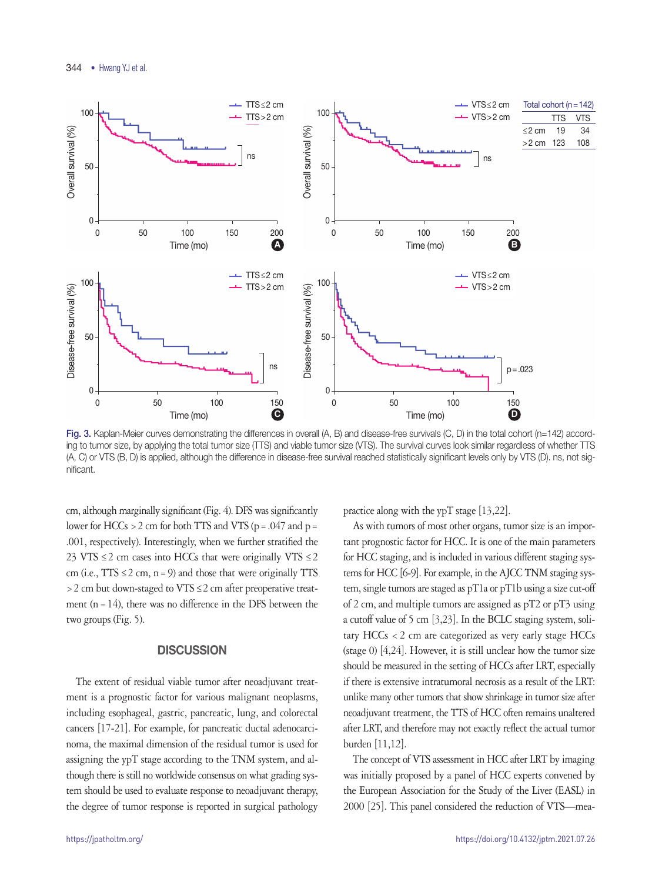Fig. 3. Kaplan-Meier curves demonstrating the differences in overall (A, B) and disease-free survivals (C, D) in the total cohort (n=142) according to tumor size, by applying the total tumor size (TTS) and viable tumor size (VTS). The survival curves look similar regardless of whether TTS (A, C) or VTS (B, D) is applied, although the difference in disease-free survival reached statistically significant levels only by VTS (D). ns, not significant.

| Total cohort (n=142) | TTS | VTS |
|---|---|---|
| ≤2 cm | 19 | 34 |
| >2 cm | 123 | 108 |

cm, although marginally significant (Fig. 4). DFS was significantly lower for HCCs > 2 cm for both TTS and VTS (p = .047 and p = .001, respectively). Interestingly, when we further stratified the 23 VTS ≤ 2 cm cases into HCCs that were originally VTS ≤ 2 cm (i.e., TTS ≤ 2 cm, n = 9) and those that were originally TTS > 2 cm but down-staged to VTS ≤ 2 cm after preoperative treatment (n = 14), there was no difference in the DFS between the two groups (Fig. 5).

## DISCUSSION

The extent of residual viable tumor after neoadjuvant treatment is a prognostic factor for various malignant neoplasms, including esophageal, gastric, pancreatic, lung, and colorectal cancers [17-21]. For example, for pancreatic ductal adenocarcinoma, the maximal dimension of the residual tumor is used for assigning the ypT stage according to the TNM system, and although there is still no worldwide consensus on what grading system should be used to evaluate response to neoadjuvant therapy, the degree of tumor response is reported in surgical pathology practice along with the ypT stage [13,22].

As with tumors of most other organs, tumor size is an important prognostic factor for HCC. It is one of the main parameters for HCC staging, and is included in various different staging systems for HCC [6-9]. For example, in the AJCC TNM staging system, single tumors are staged as pT1a or pT1b using a size cut-off of 2 cm, and multiple tumors are assigned as pT2 or pT3 using a cutoff value of 5 cm [3,23]. In the BCLC staging system, solitary HCCs < 2 cm are categorized as very early stage HCCs (stage 0) [4,24]. However, it is still unclear how the tumor size should be measured in the setting of HCCs after LRT, especially if there is extensive intratumoral necrosis as a result of the LRT: unlike many other tumors that show shrinkage in tumor size after neoadjuvant treatment, the TTS of HCC often remains unaltered after LRT, and therefore may not exactly reflect the actual tumor burden [11,12].

The concept of VTS assessment in HCC after LRT by imaging was initially proposed by a panel of HCC experts convened by the European Association for the Study of the Liver (EASL) in 2000 [25]. This panel considered the reduction of VTS—mea-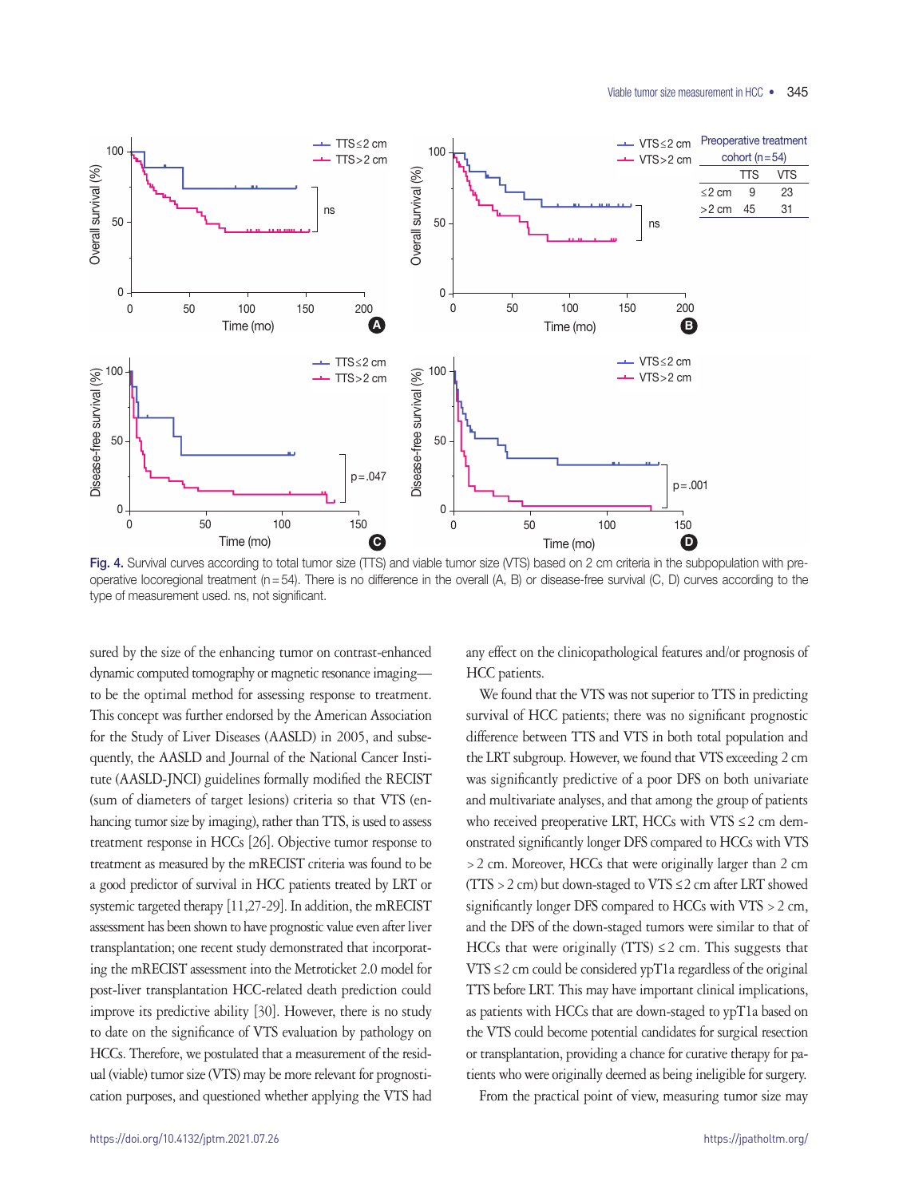| Preoperative treatment cohort (n = 54) | TTS | VTS |
|---|---|---|
| ≤2 cm | 9 | 23 |
| >2 cm | 45 | 31 |

Fig. 4. Survival curves according to total tumor size (TTS) and viable tumor size (VTS) based on 2 cm criteria in the subpopulation with preoperative locoregional treatment (n = 54). There is no difference in the overall (A, B) or disease-free survival (C, D) curves according to the type of measurement used. ns, not significant.

sured by the size of the enhancing tumor on contrast-enhanced dynamic computed tomography or magnetic resonance imaging—to be the optimal method for assessing response to treatment. This concept was further endorsed by the American Association for the Study of Liver Diseases (AASLD) in 2005, and subsequently, the AASLD and Journal of the National Cancer Institute (AASLD-JNCI) guidelines formally modified the RECIST (sum of diameters of target lesions) criteria so that VTS (enhancing tumor size by imaging), rather than TTS, is used to assess treatment response in HCCs [26]. Objective tumor response to treatment as measured by the mRECIST criteria was found to be a good predictor of survival in HCC patients treated by LRT or systemic targeted therapy [11,27-29]. In addition, the mRECIST assessment has been shown to have prognostic value even after liver transplantation; one recent study demonstrated that incorporating the mRECIST assessment into the Metroticket 2.0 model for post-liver transplantation HCC-related death prediction could improve its predictive ability [30]. However, there is no study to date on the significance of VTS evaluation by pathology on HCCs. Therefore, we postulated that a measurement of the residual (viable) tumor size (VTS) may be more relevant for prognostication purposes, and questioned whether applying the VTS had any effect on the clinicopathological features and/or prognosis of HCC patients.

We found that the VTS was not superior to TTS in predicting survival of HCC patients; there was no significant prognostic difference between TTS and VTS in both total population and the LRT subgroup. However, we found that VTS exceeding 2 cm was significantly predictive of a poor DFS on both univariate and multivariate analyses, and that among the group of patients who received preoperative LRT, HCCs with VTS ≤ 2 cm demonstrated significantly longer DFS compared to HCCs with VTS > 2 cm. Moreover, HCCs that were originally larger than 2 cm (TTS > 2 cm) but down-staged to VTS ≤ 2 cm after LRT showed significantly longer DFS compared to HCCs with VTS > 2 cm, and the DFS of the down-staged tumors were similar to that of HCCs that were originally (TTS) ≤ 2 cm. This suggests that VTS ≤ 2 cm could be considered ypT1a regardless of the original TTS before LRT. This may have important clinical implications, as patients with HCCs that are down-staged to ypT1a based on the VTS could become potential candidates for surgical resection or transplantation, providing a chance for curative therapy for patients who were originally deemed as being ineligible for surgery.

From the practical point of view, measuring tumor size may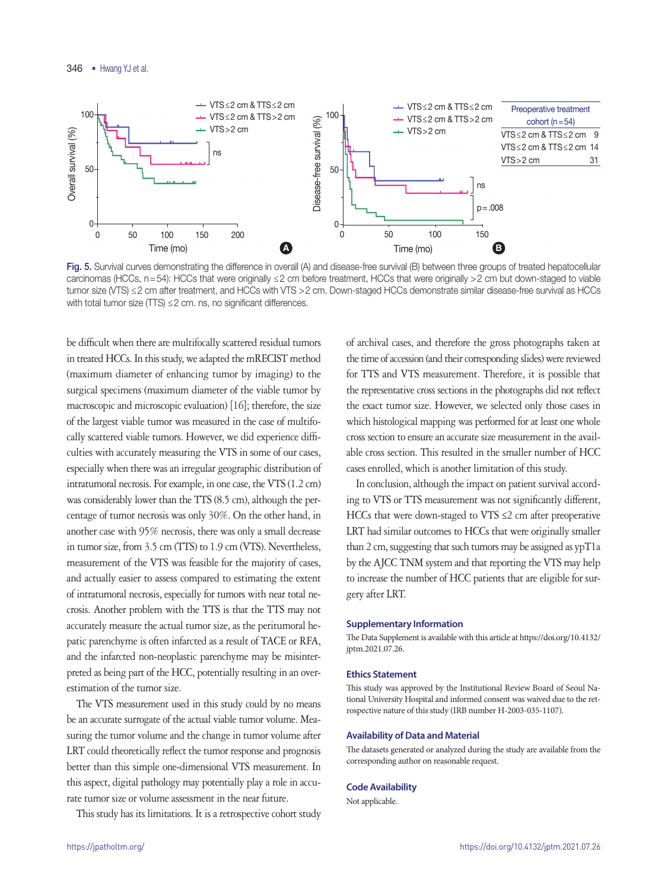Fig. 5. Survival curves demonstrating the difference in overall (A) and disease-free survival (B) between three groups of treated hepatocellular carcinomas (HCCs, n = 54): HCCs that were originally ≤ 2 cm before treatment, HCCs that were originally > 2 cm but down-staged to viable tumor size (VTS) ≤ 2 cm after treatment, and HCCs with VTS > 2 cm. Down-staged HCCs demonstrate similar disease-free survival as HCCs with total tumor size (TTS) ≤ 2 cm. ns, no significant differences.

be difficult when there are multifocally scattered residual tumors in treated HCCs. In this study, we adapted the mRECIST method (maximum diameter of enhancing tumor by imaging) to the surgical specimens (maximum diameter of the viable tumor by macroscopic and microscopic evaluation) [16]; therefore, the size of the largest viable tumor was measured in the case of multifocally scattered viable tumors. However, we did experience difficulties with accurately measuring the VTS in some of our cases, especially when there was an irregular geographic distribution of intratumoral necrosis. For example, in one case, the VTS (1.2 cm) was considerably lower than the TTS (8.5 cm), although the percentage of tumor necrosis was only 30%. On the other hand, in another case with 95% necrosis, there was only a small decrease in tumor size, from 3.5 cm (TTS) to 1.9 cm (VTS). Nevertheless, measurement of the VTS was feasible for the majority of cases, and actually easier to assess compared to estimating the extent of intratumoral necrosis, especially for tumors with near total necrosis. Another problem with the TTS is that the TTS may not accurately measure the actual tumor size, as the peritumoral hepatic parenchyme is often infarcted as a result of TACE or RFA, and the infarcted non-neoplastic parenchyme may be misinterpreted as being part of the HCC, potentially resulting in an overestimation of the tumor size.

The VTS measurement used in this study could by no means be an accurate surrogate of the actual viable tumor volume. Measuring the tumor volume and the change in tumor volume after LRT could theoretically reflect the tumor response and prognosis better than this simple one-dimensional VTS measurement. In this aspect, digital pathology may potentially play a role in accurate tumor size or volume assessment in the near future.

This study has its limitations. It is a retrospective cohort study of archival cases, and therefore the gross photographs taken at the time of accession (and their corresponding slides) were reviewed for TTS and VTS measurement. Therefore, it is possible that the representative cross sections in the photographs did not reflect the exact tumor size. However, we selected only those cases in which histological mapping was performed for at least one whole cross section to ensure an accurate size measurement in the available cross section. This resulted in the smaller number of HCC cases enrolled, which is another limitation of this study.

In conclusion, although the impact on patient survival according to VTS or TTS measurement was not significantly different, HCCs that were down-staged to VTS ≤2 cm after preoperative LRT had similar outcomes to HCCs that were originally smaller than 2 cm, suggesting that such tumors may be assigned as ypT1a by the AJCC TNM system and that reporting the VTS may help to increase the number of HCC patients that are eligible for surgery after LRT.

## Supplementary Information

The Data Supplement is available with this article at https://doi.org/10.4132/jptm.2021.07.26.

## Ethics Statement

This study was approved by the Institutional Review Board of Seoul National University Hospital and informed consent was waived due to the retrospective nature of this study (IRB number H-2003-035-1107).

## Availability of Data and Material

The datasets generated or analyzed during the study are available from the corresponding author on reasonable request.

## Code Availability

Not applicable.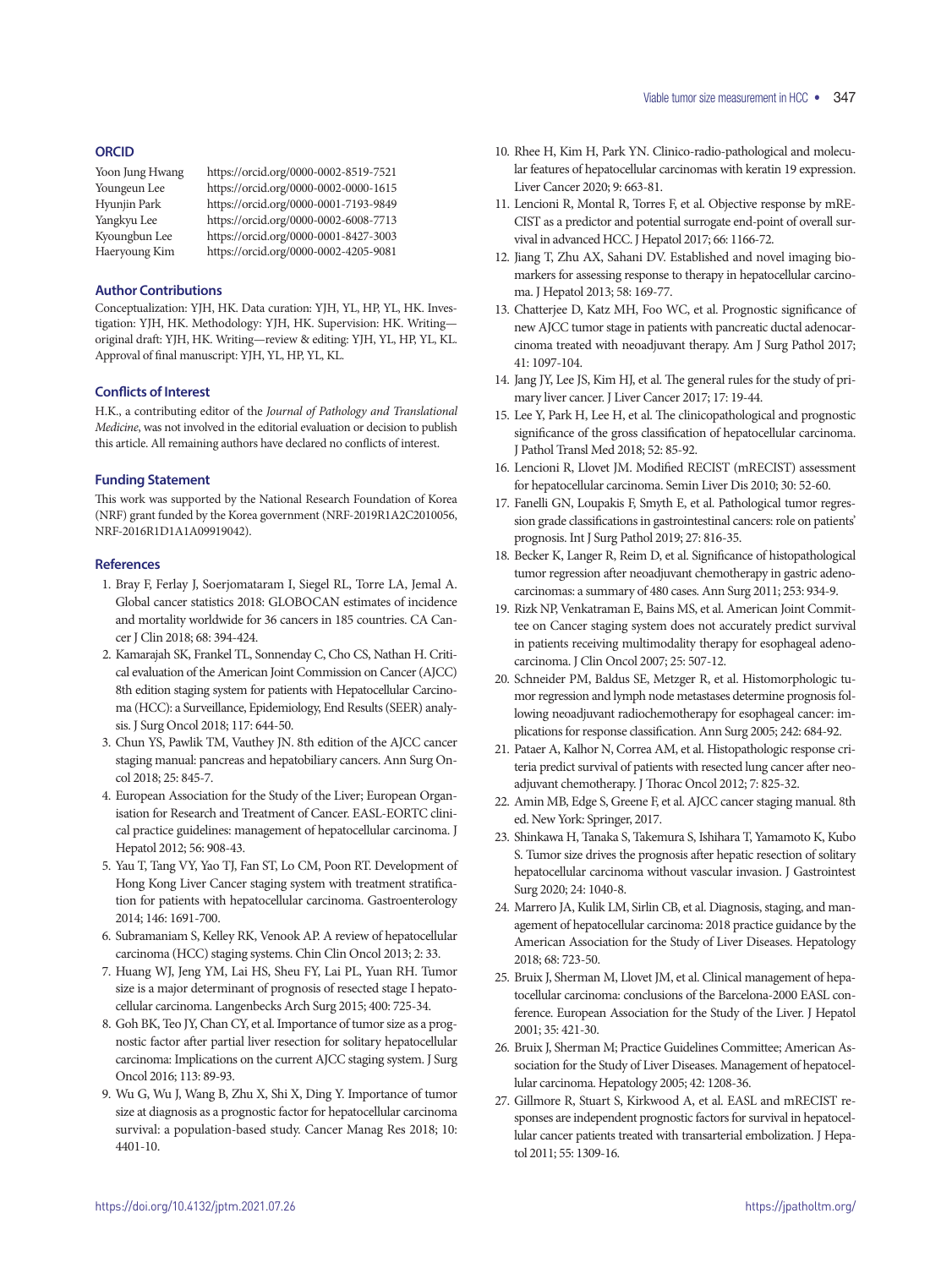## ORCID

Yoon Jung Hwang https://orcid.org/0000-0002-8519-7521
Youngeun Lee https://orcid.org/0000-0002-0000-1615
Hyunjin Park https://orcid.org/0000-0001-7193-9849
Yangkyu Lee https://orcid.org/0000-0002-6008-7713
Kyoungbun Lee https://orcid.org/0000-0001-8427-3003
Haeryoung Kim https://orcid.org/0000-0002-4205-9081

## Author Contributions

Conceptualization: YJH, HK. Data curation: YJH, YL, HP, YL, HK. Investigation: YJH, HK. Methodology: YJH, HK. Supervision: HK. Writing—original draft: YJH, HK. Writing—review & editing: YJH, YL, HP, YL, KL. Approval of final manuscript: YJH, YL, HP, YL, KL.

## Conflicts of Interest

H.K., a contributing editor of the *Journal of Pathology and Translational Medicine*, was not involved in the editorial evaluation or decision to publish this article. All remaining authors have declared no conflicts of interest.

## Funding Statement

This work was supported by the National Research Foundation of Korea (NRF) grant funded by the Korea government (NRF-2019R1A2C2010056, NRF-2016R1D1A1A09919042).

## References

1. Bray F, Ferlay J, Soerjomataram I, Siegel RL, Torre LA, Jemal A. Global cancer statistics 2018: GLOBOCAN estimates of incidence and mortality worldwide for 36 cancers in 185 countries. CA Cancer J Clin 2018; 68: 394-424.
2. Kamarajah SK, Frankel TL, Sonnenday C, Cho CS, Nathan H. Critical evaluation of the American Joint Commission on Cancer (AJCC) 8th edition staging system for patients with Hepatocellular Carcinoma (HCC): a Surveillance, Epidemiology, End Results (SEER) analysis. J Surg Oncol 2018; 117: 644-50.
3. Chun YS, Pawlik TM, Vauthey JN. 8th edition of the AJCC cancer staging manual: pancreas and hepatobiliary cancers. Ann Surg Oncol 2018; 25: 845-7.
4. European Association for the Study of the Liver; European Organisation for Research and Treatment of Cancer. EASL-EORTC clinical practice guidelines: management of hepatocellular carcinoma. J Hepatol 2012; 56: 908-43.
5. Yau T, Tang VY, Yao TJ, Fan ST, Lo CM, Poon RT. Development of Hong Kong Liver Cancer staging system with treatment stratification for patients with hepatocellular carcinoma. Gastroenterology 2014; 146: 1691-700.
6. Subramaniam S, Kelley RK, Venook AP. A review of hepatocellular carcinoma (HCC) staging systems. Chin Clin Oncol 2013; 2: 33.
7. Huang WJ, Jeng YM, Lai HS, Sheu FY, Lai PL, Yuan RH. Tumor size is a major determinant of prognosis of resected stage I hepatocellular carcinoma. Langenbecks Arch Surg 2015; 400: 725-34.
8. Goh BK, Teo JY, Chan CY, et al. Importance of tumor size as a prognostic factor after partial liver resection for solitary hepatocellular carcinoma: Implications on the current AJCC staging system. J Surg Oncol 2016; 113: 89-93.
9. Wu G, Wu J, Wang B, Zhu X, Shi X, Ding Y. Importance of tumor size at diagnosis as a prognostic factor for hepatocellular carcinoma survival: a population-based study. Cancer Manag Res 2018; 10: 4401-10.
10. Rhee H, Kim H, Park YN. Clinico-radio-pathological and molecular features of hepatocellular carcinomas with keratin 19 expression. Liver Cancer 2020; 9: 663-81.
11. Lencioni R, Montal R, Torres F, et al. Objective response by mRECIST as a predictor and potential surrogate end-point of overall survival in advanced HCC. J Hepatol 2017; 66: 1166-72.
12. Jiang T, Zhu AX, Sahani DV. Established and novel imaging biomarkers for assessing response to therapy in hepatocellular carcinoma. J Hepatol 2013; 58: 169-77.
13. Chatterjee D, Katz MH, Foo WC, et al. Prognostic significance of new AJCC tumor stage in patients with pancreatic ductal adenocarcinoma treated with neoadjuvant therapy. Am J Surg Pathol 2017; 41: 1097-104.
14. Jang JY, Lee JS, Kim HJ, et al. The general rules for the study of primary liver cancer. J Liver Cancer 2017; 17: 19-44.
15. Lee Y, Park H, Lee H, et al. The clinicopathological and prognostic significance of the gross classification of hepatocellular carcinoma. J Pathol Transl Med 2018; 52: 85-92.
16. Lencioni R, Llovet JM. Modified RECIST (mRECIST) assessment for hepatocellular carcinoma. Semin Liver Dis 2010; 30: 52-60.
17. Fanelli GN, Loupakis F, Smyth E, et al. Pathological tumor regression grade classifications in gastrointestinal cancers: role on patients' prognosis. Int J Surg Pathol 2019; 27: 816-35.
18. Becker K, Langer R, Reim D, et al. Significance of histopathological tumor regression after neoadjuvant chemotherapy in gastric adenocarcinomas: a summary of 480 cases. Ann Surg 2011; 253: 934-9.
19. Rizk NP, Venkatraman E, Bains MS, et al. American Joint Committee on Cancer staging system does not accurately predict survival in patients receiving multimodality therapy for esophageal adenocarcinoma. J Clin Oncol 2007; 25: 507-12.
20. Schneider PM, Baldus SE, Metzger R, et al. Histomorphologic tumor regression and lymph node metastases determine prognosis following neoadjuvant radiochemotherapy for esophageal cancer: implications for response classification. Ann Surg 2005; 242: 684-92.
21. Pataer A, Kalhor N, Correa AM, et al. Histopathologic response criteria predict survival of patients with resected lung cancer after neoadjuvant chemotherapy. J Thorac Oncol 2012; 7: 825-32.
22. Amin MB, Edge S, Greene F, et al. AJCC cancer staging manual. 8th ed. New York: Springer, 2017.
23. Shinkawa H, Tanaka S, Takemura S, Ishihara T, Yamamoto K, Kubo S. Tumor size drives the prognosis after hepatic resection of solitary hepatocellular carcinoma without vascular invasion. J Gastrointest Surg 2020; 24: 1040-8.
24. Marrero JA, Kulik LM, Sirlin CB, et al. Diagnosis, staging, and management of hepatocellular carcinoma: 2018 practice guidance by the American Association for the Study of Liver Diseases. Hepatology 2018; 68: 723-50.
25. Bruix J, Sherman M, Llovet JM, et al. Clinical management of hepatocellular carcinoma: conclusions of the Barcelona-2000 EASL conference. European Association for the Study of the Liver. J Hepatol 2001; 35: 421-30.
26. Bruix J, Sherman M; Practice Guidelines Committee; American Association for the Study of Liver Diseases. Management of hepatocellular carcinoma. Hepatology 2005; 42: 1208-36.
27. Gillmore R, Stuart S, Kirkwood A, et al. EASL and mRECIST responses are independent prognostic factors for survival in hepatocellular cancer patients treated with transarterial embolization. J Hepatol 2011; 55: 1309-16.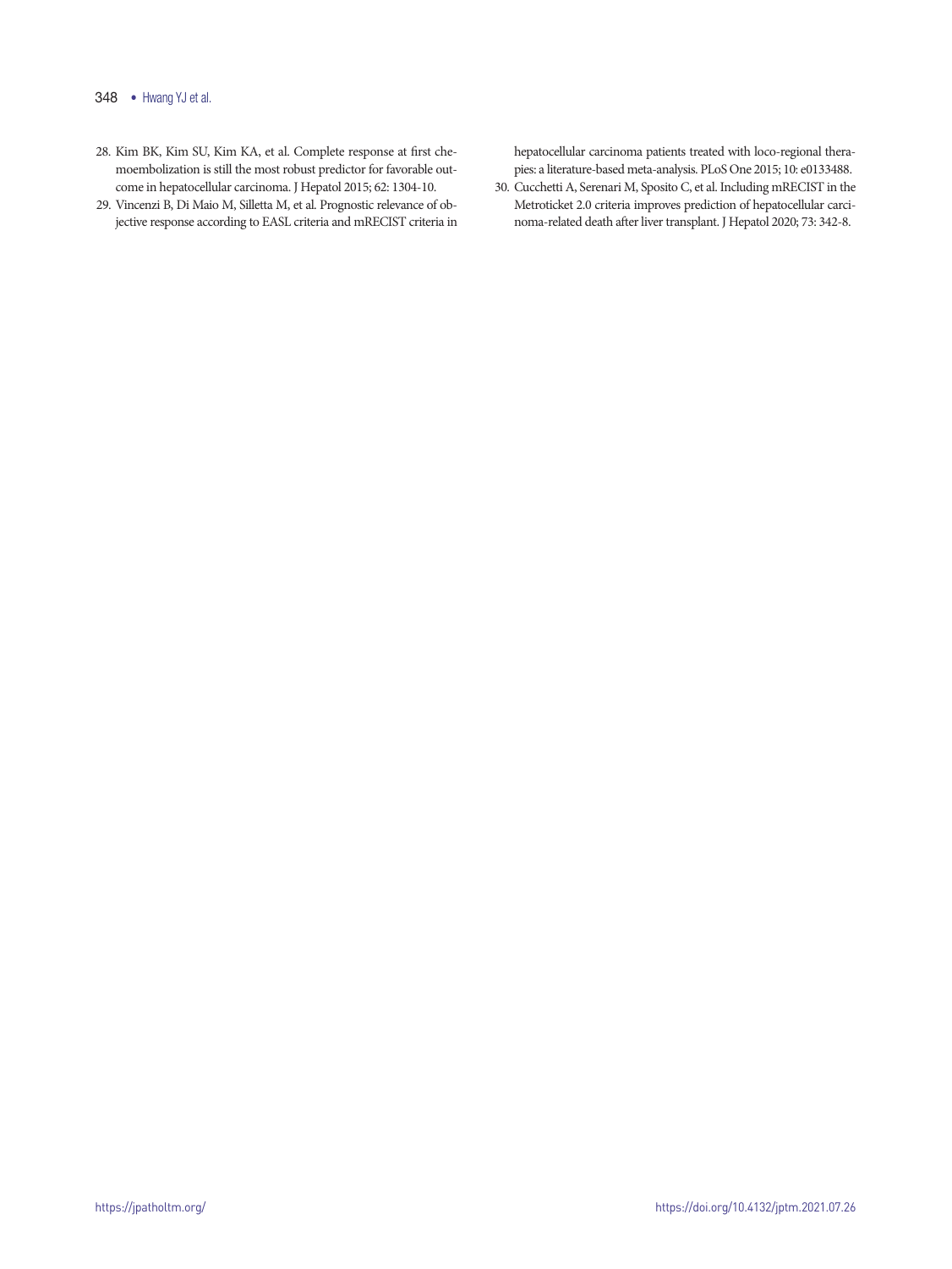28. Kim BK, Kim SU, Kim KA, et al. Complete response at first chemoembolization is still the most robust predictor for favorable outcome in hepatocellular carcinoma. J Hepatol 2015; 62: 1304-10.
29. Vincenzi B, Di Maio M, Silletta M, et al. Prognostic relevance of objective response according to EASL criteria and mRECIST criteria in hepatocellular carcinoma patients treated with loco-regional therapies: a literature-based meta-analysis. PLoS One 2015; 10: e0133488.
30. Cucchetti A, Serenari M, Sposito C, et al. Including mRECIST in the Metroticket 2.0 criteria improves prediction of hepatocellular carcinoma-related death after liver transplant. J Hepatol 2020; 73: 342-8.